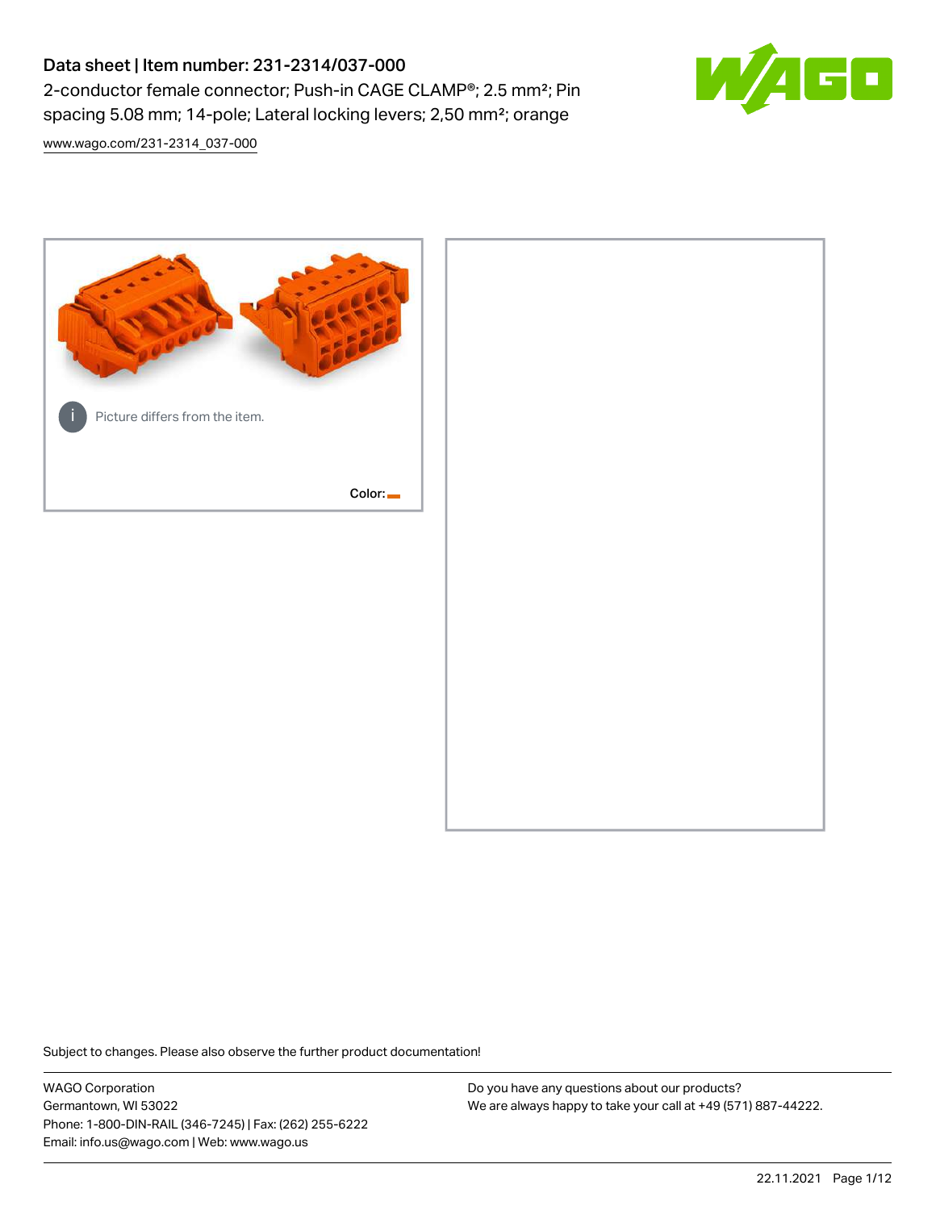# Data sheet | Item number: 231-2314/037-000

2-conductor female connector; Push-in CAGE CLAMP®; 2.5 mm²; Pin spacing 5.08 mm; 14-pole; Lateral locking levers; 2,50 mm²; orange

www.wago.com/231-2314_037-000

Picture differs from the item.

Color:

Subject to changes. Please also observe the further product documentation!

WAGO Corporation
Germantown, WI 53022
Phone: 1-800-DIN-RAIL (346-7245) | Fax: (262) 255-6222
Email: info.us@wago.com | Web: www.wago.us

Do you have any questions about our products?
We are always happy to take your call at +49 (571) 887-44222.

22.11.2021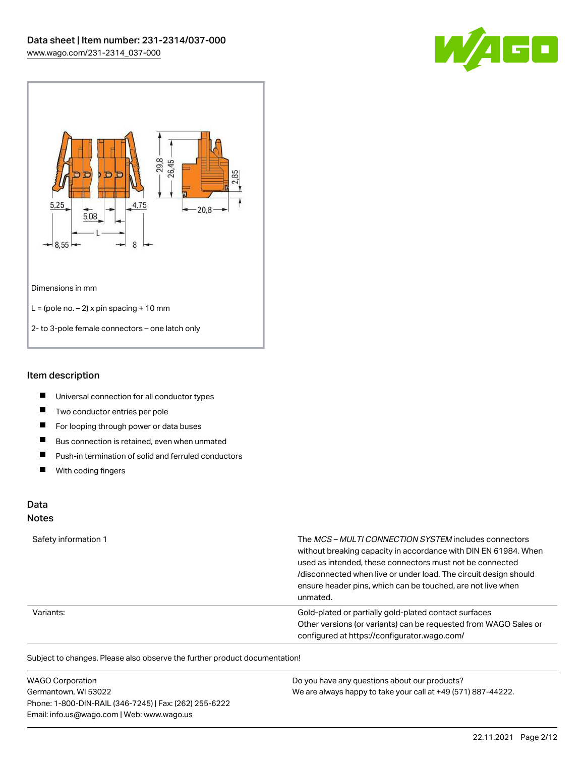Dimensions in mm

L = (pole no. – 2) x pin spacing + 10 mm

2- to 3-pole female connectors – one latch only

## Item description

- Universal connection for all conductor types
- Two conductor entries per pole
- For looping through power or data buses
- Bus connection is retained, even when unmated
- Push-in termination of solid and ferruled conductors
- With coding fingers

## Data

### Notes

| | |
|---|---|
| Safety information 1 | The *MCS – MULTI CONNECTION SYSTEM* includes connectors without breaking capacity in accordance with DIN EN 61984. When used as intended, these connectors must not be connected /disconnected when live or under load. The circuit design should ensure header pins, which can be touched, are not live when unmated. |
| Variants: | Gold-plated or partially gold-plated contact surfaces<br>Other versions (or variants) can be requested from WAGO Sales or configured at https://configurator.wago.com/ |

Subject to changes. Please also observe the further product documentation!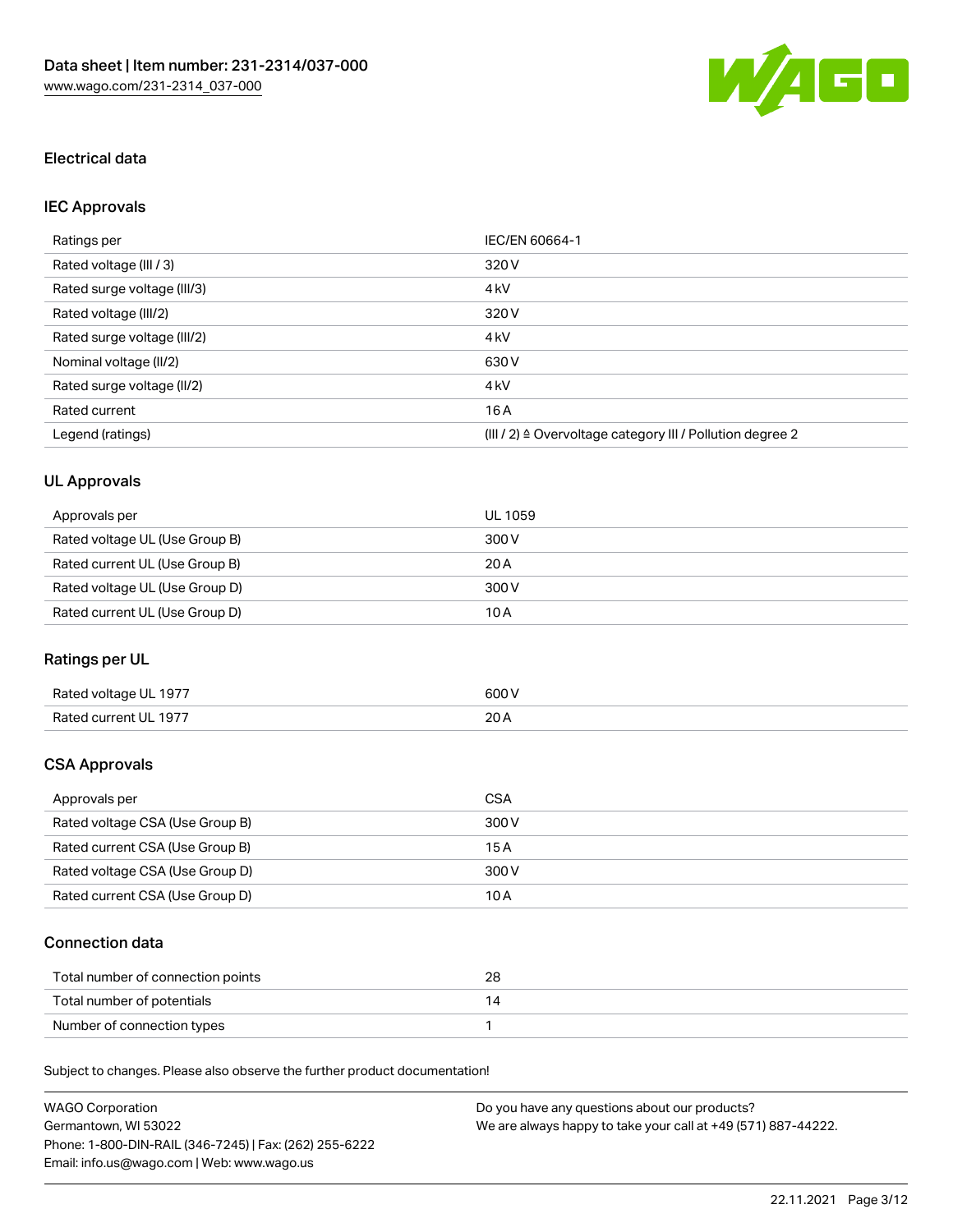## Electrical data

### IEC Approvals

| Ratings per | IEC/EN 60664-1 |
| --- | --- |
| Rated voltage (III / 3) | 320 V |
| Rated surge voltage (III/3) | 4 kV |
| Rated voltage (III/2) | 320 V |
| Rated surge voltage (III/2) | 4 kV |
| Nominal voltage (II/2) | 630 V |
| Rated surge voltage (II/2) | 4 kV |
| Rated current | 16 A |
| Legend (ratings) | (III / 2) ≙ Overvoltage category III / Pollution degree 2 |

### UL Approvals

| Approvals per | UL 1059 |
| --- | --- |
| Rated voltage UL (Use Group B) | 300 V |
| Rated current UL (Use Group B) | 20 A |
| Rated voltage UL (Use Group D) | 300 V |
| Rated current UL (Use Group D) | 10 A |

### Ratings per UL

| Rated voltage UL 1977 | 600 V |
| --- | --- |
| Rated current UL 1977 | 20 A |

### CSA Approvals

| Approvals per | CSA |
| --- | --- |
| Rated voltage CSA (Use Group B) | 300 V |
| Rated current CSA (Use Group B) | 15 A |
| Rated voltage CSA (Use Group D) | 300 V |
| Rated current CSA (Use Group D) | 10 A |

### Connection data

| Total number of connection points | 28 |
| --- | --- |
| Total number of potentials | 14 |
| Number of connection types | 1 |

Subject to changes. Please also observe the further product documentation!

WAGO Corporation
Germantown, WI 53022
Phone: 1-800-DIN-RAIL (346-7245) | Fax: (262) 255-6222
Email: info.us@wago.com | Web: www.wago.us

Do you have any questions about our products?
We are always happy to take your call at +49 (571) 887-44222.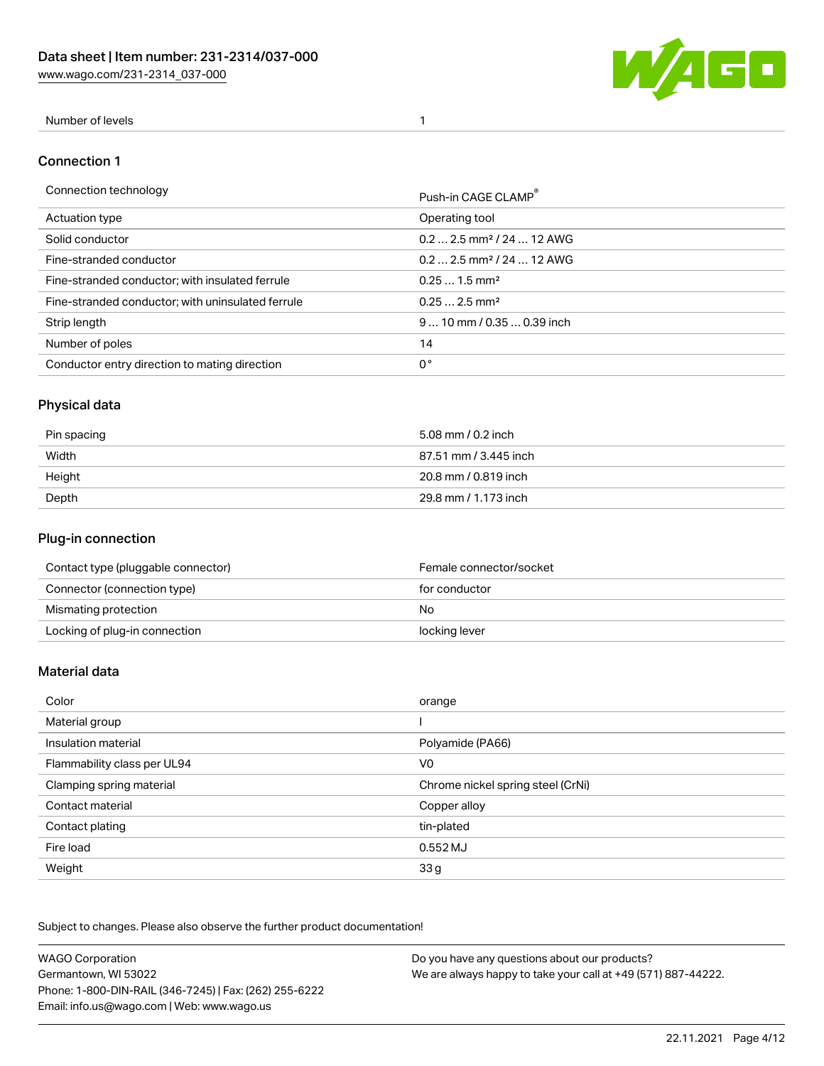| Number of levels | 1 |
|---|---|

## Connection 1

| Connection technology | Push-in CAGE CLAMP® |
|---|---|
| Actuation type | Operating tool |
| Solid conductor | 0.2 … 2.5 mm² / 24 … 12 AWG |
| Fine-stranded conductor | 0.2 … 2.5 mm² / 24 … 12 AWG |
| Fine-stranded conductor; with insulated ferrule | 0.25 … 1.5 mm² |
| Fine-stranded conductor; with uninsulated ferrule | 0.25 … 2.5 mm² |
| Strip length | 9 … 10 mm / 0.35 … 0.39 inch |
| Number of poles | 14 |
| Conductor entry direction to mating direction | 0° |

## Physical data

| Pin spacing | 5.08 mm / 0.2 inch |
|---|---|
| Width | 87.51 mm / 3.445 inch |
| Height | 20.8 mm / 0.819 inch |
| Depth | 29.8 mm / 1.173 inch |

## Plug-in connection

| Contact type (pluggable connector) | Female connector/socket |
|---|---|
| Connector (connection type) | for conductor |
| Mismating protection | No |
| Locking of plug-in connection | locking lever |

## Material data

| Color | orange |
|---|---|
| Material group | I |
| Insulation material | Polyamide (PA66) |
| Flammability class per UL94 | V0 |
| Clamping spring material | Chrome nickel spring steel (CrNi) |
| Contact material | Copper alloy |
| Contact plating | tin-plated |
| Fire load | 0.552 MJ |
| Weight | 33 g |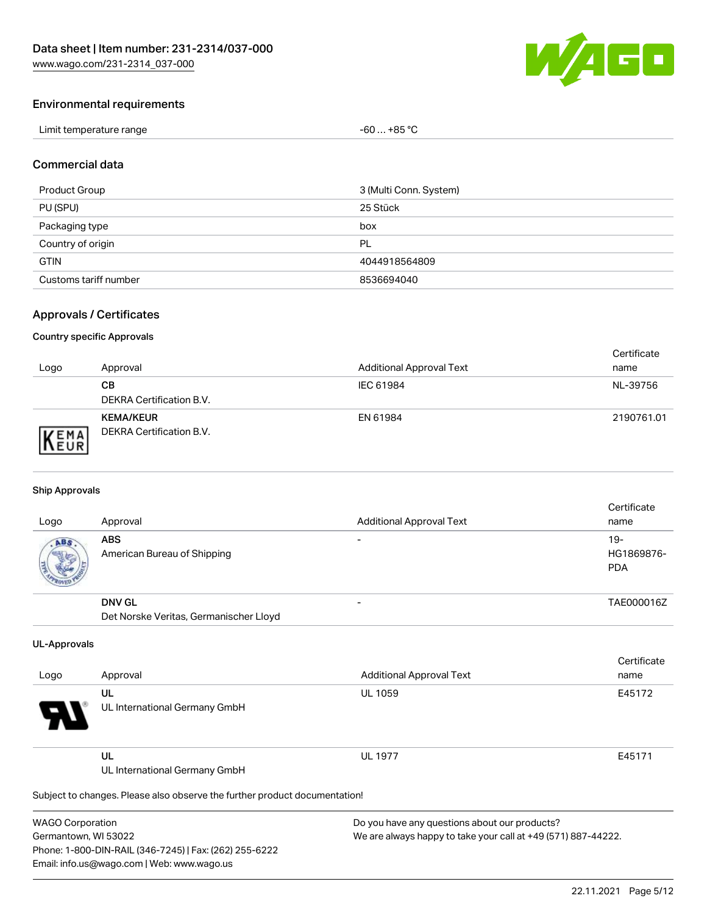## Environmental requirements

| Limit temperature range | -60 … +85 °C |
| --- | --- |

## Commercial data

| Product Group | 3 (Multi Conn. System) |
| --- | --- |
| PU (SPU) | 25 Stück |
| Packaging type | box |
| Country of origin | PL |
| GTIN | 4044918564809 |
| Customs tariff number | 8536694040 |

## Approvals / Certificates

### Country specific Approvals

| Logo | Approval | Additional Approval Text | Certificate name |
| --- | --- | --- | --- |
| | **CB**<br>DEKRA Certification B.V. | IEC 61984 | NL-39756 |
| | **KEMA/KEUR**<br>DEKRA Certification B.V. | EN 61984 | 2190761.01 |

### Ship Approvals

| Logo | Approval | Additional Approval Text | Certificate name |
| --- | --- | --- | --- |
| | **ABS**<br>American Bureau of Shipping | - | 19-HG1869876-PDA |
| | **DNV GL**<br>Det Norske Veritas, Germanischer Lloyd | - | TAE000016Z |

### UL-Approvals

| Logo | Approval | Additional Approval Text | Certificate name |
| --- | --- | --- | --- |
| | **UL**<br>UL International Germany GmbH | UL 1059 | E45172 |
| | **UL**<br>UL International Germany GmbH | UL 1977 | E45171 |

Subject to changes. Please also observe the further product documentation!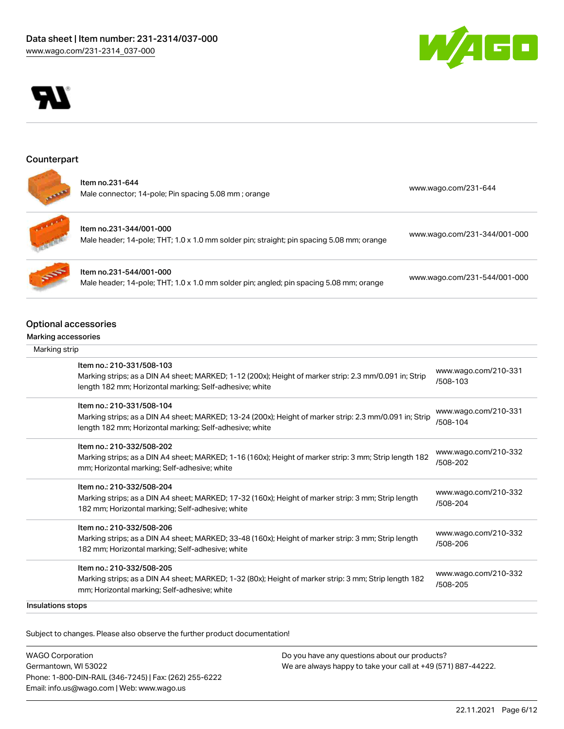## Counterpart

| | | |
|---|---|---|
| Item no.231-644 | Male connector; 14-pole; Pin spacing 5.08 mm ; orange | www.wago.com/231-644 |
| Item no.231-344/001-000 | Male header; 14-pole; THT; 1.0 x 1.0 mm solder pin; straight; pin spacing 5.08 mm; orange | www.wago.com/231-344/001-000 |
| Item no.231-544/001-000 | Male header; 14-pole; THT; 1.0 x 1.0 mm solder pin; angled; pin spacing 5.08 mm; orange | www.wago.com/231-544/001-000 |

## Optional accessories

### Marking accessories

Marking strip

| | |
|---|---|
| Item no.: 210-331/508-103<br>Marking strips; as a DIN A4 sheet; MARKED; 1-12 (200x); Height of marker strip: 2.3 mm/0.091 in; Strip length 182 mm; Horizontal marking; Self-adhesive; white | www.wago.com/210-331/508-103 |
| Item no.: 210-331/508-104<br>Marking strips; as a DIN A4 sheet; MARKED; 13-24 (200x); Height of marker strip: 2.3 mm/0.091 in; Strip length 182 mm; Horizontal marking; Self-adhesive; white | www.wago.com/210-331/508-104 |
| Item no.: 210-332/508-202<br>Marking strips; as a DIN A4 sheet; MARKED; 1-16 (160x); Height of marker strip: 3 mm; Strip length 182 mm; Horizontal marking; Self-adhesive; white | www.wago.com/210-332/508-202 |
| Item no.: 210-332/508-204<br>Marking strips; as a DIN A4 sheet; MARKED; 17-32 (160x); Height of marker strip: 3 mm; Strip length 182 mm; Horizontal marking; Self-adhesive; white | www.wago.com/210-332/508-204 |
| Item no.: 210-332/508-206<br>Marking strips; as a DIN A4 sheet; MARKED; 33-48 (160x); Height of marker strip: 3 mm; Strip length 182 mm; Horizontal marking; Self-adhesive; white | www.wago.com/210-332/508-206 |
| Item no.: 210-332/508-205<br>Marking strips; as a DIN A4 sheet; MARKED; 1-32 (80x); Height of marker strip: 3 mm; Strip length 182 mm; Horizontal marking; Self-adhesive; white | www.wago.com/210-332/508-205 |

Insulations stops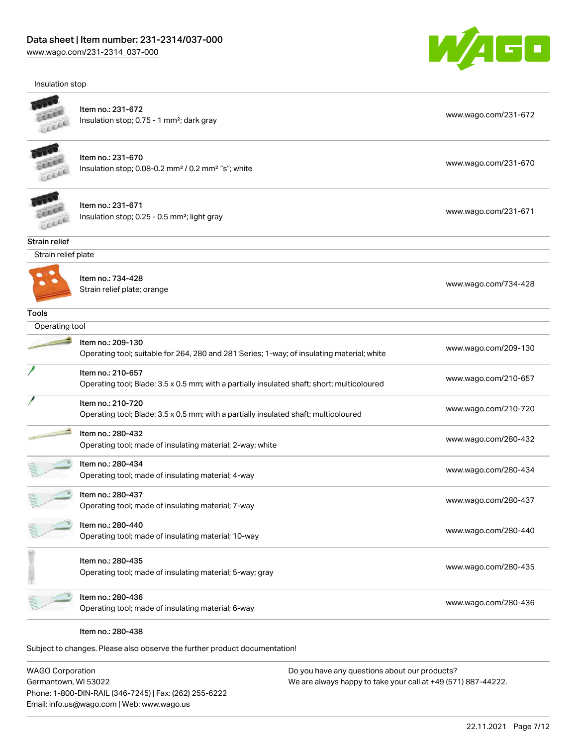Insulation stop

| | | |
|---|---|---|
| | Item no.: 231-672<br>Insulation stop; 0.75 - 1 mm²; dark gray | www.wago.com/231-672 |
| | Item no.: 231-670<br>Insulation stop; 0.08-0.2 mm² / 0.2 mm² "s"; white | www.wago.com/231-670 |
| | Item no.: 231-671<br>Insulation stop; 0.25 - 0.5 mm²; light gray | www.wago.com/231-671 |

## Strain relief

Strain relief plate

| | | |
|---|---|---|
| | Item no.: 734-428<br>Strain relief plate; orange | www.wago.com/734-428 |

## Tools

Operating tool

| | | |
|---|---|---|
| | Item no.: 209-130<br>Operating tool; suitable for 264, 280 and 281 Series; 1-way; of insulating material; white | www.wago.com/209-130 |
| | Item no.: 210-657<br>Operating tool; Blade: 3.5 x 0.5 mm; with a partially insulated shaft; short; multicoloured | www.wago.com/210-657 |
| | Item no.: 210-720<br>Operating tool; Blade: 3.5 x 0.5 mm; with a partially insulated shaft; multicoloured | www.wago.com/210-720 |
| | Item no.: 280-432<br>Operating tool; made of insulating material; 2-way; white | www.wago.com/280-432 |
| | Item no.: 280-434<br>Operating tool; made of insulating material; 4-way | www.wago.com/280-434 |
| | Item no.: 280-437<br>Operating tool; made of insulating material; 7-way | www.wago.com/280-437 |
| | Item no.: 280-440<br>Operating tool; made of insulating material; 10-way | www.wago.com/280-440 |
| | Item no.: 280-435<br>Operating tool; made of insulating material; 5-way; gray | www.wago.com/280-435 |
| | Item no.: 280-436<br>Operating tool; made of insulating material; 6-way | www.wago.com/280-436 |
| | Item no.: 280-438 | |

Subject to changes. Please also observe the further product documentation!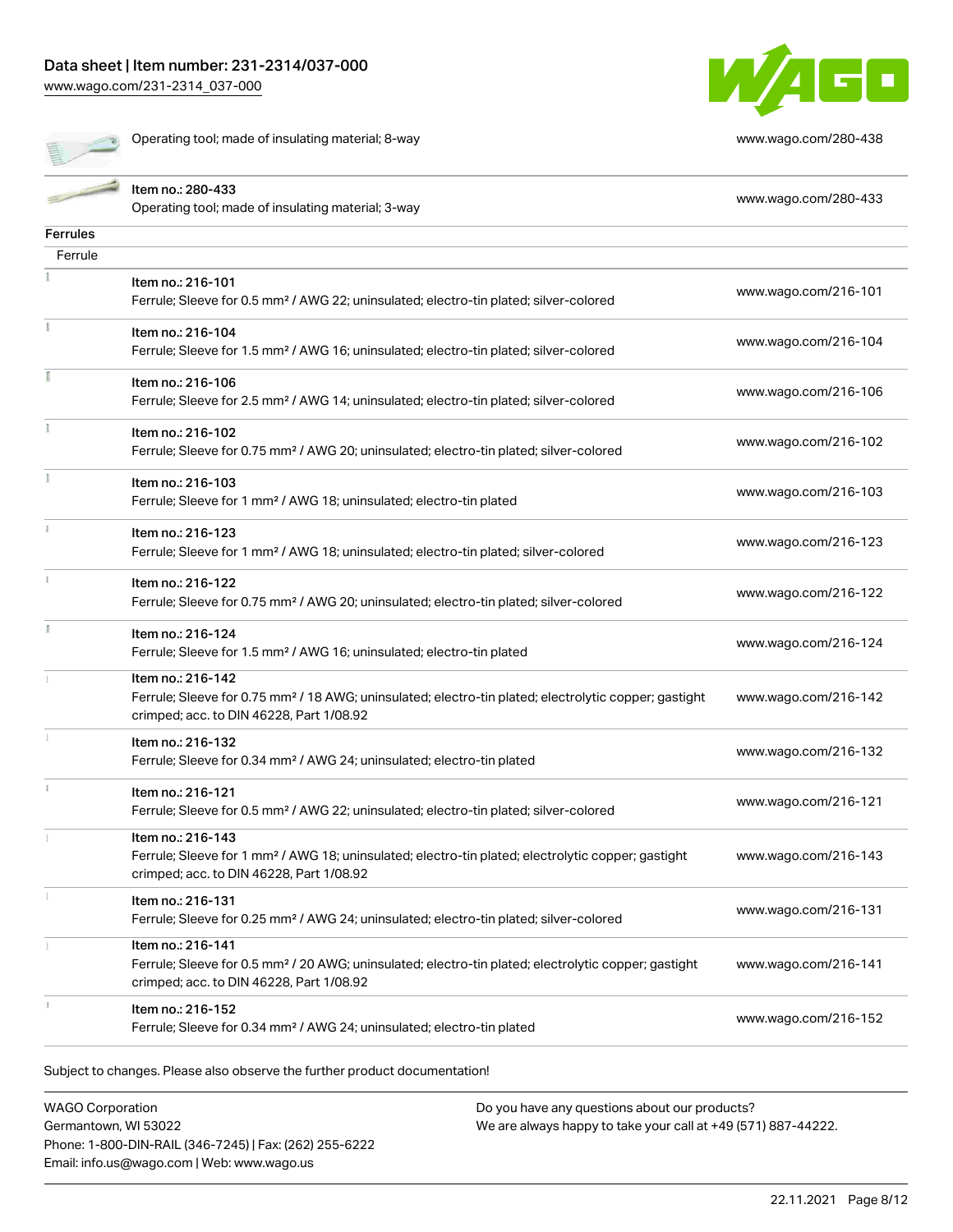| | | |
|---|---|---|
| | Operating tool; made of insulating material; 8-way | www.wago.com/280-438 |
| | Item no.: 280-433<br>Operating tool; made of insulating material; 3-way | www.wago.com/280-433 |

**Ferrules**

Ferrule

| | | |
|---|---|---|
| | Item no.: 216-101<br>Ferrule; Sleeve for 0.5 mm² / AWG 22; uninsulated; electro-tin plated; silver-colored | www.wago.com/216-101 |
| | Item no.: 216-104<br>Ferrule; Sleeve for 1.5 mm² / AWG 16; uninsulated; electro-tin plated; silver-colored | www.wago.com/216-104 |
| | Item no.: 216-106<br>Ferrule; Sleeve for 2.5 mm² / AWG 14; uninsulated; electro-tin plated; silver-colored | www.wago.com/216-106 |
| | Item no.: 216-102<br>Ferrule; Sleeve for 0.75 mm² / AWG 20; uninsulated; electro-tin plated; silver-colored | www.wago.com/216-102 |
| | Item no.: 216-103<br>Ferrule; Sleeve for 1 mm² / AWG 18; uninsulated; electro-tin plated | www.wago.com/216-103 |
| | Item no.: 216-123<br>Ferrule; Sleeve for 1 mm² / AWG 18; uninsulated; electro-tin plated; silver-colored | www.wago.com/216-123 |
| | Item no.: 216-122<br>Ferrule; Sleeve for 0.75 mm² / AWG 20; uninsulated; electro-tin plated; silver-colored | www.wago.com/216-122 |
| | Item no.: 216-124<br>Ferrule; Sleeve for 1.5 mm² / AWG 16; uninsulated; electro-tin plated | www.wago.com/216-124 |
| | Item no.: 216-142<br>Ferrule; Sleeve for 0.75 mm² / 18 AWG; uninsulated; electro-tin plated; electrolytic copper; gastight crimped; acc. to DIN 46228, Part 1/08.92 | www.wago.com/216-142 |
| | Item no.: 216-132<br>Ferrule; Sleeve for 0.34 mm² / AWG 24; uninsulated; electro-tin plated | www.wago.com/216-132 |
| | Item no.: 216-121<br>Ferrule; Sleeve for 0.5 mm² / AWG 22; uninsulated; electro-tin plated; silver-colored | www.wago.com/216-121 |
| | Item no.: 216-143<br>Ferrule; Sleeve for 1 mm² / AWG 18; uninsulated; electro-tin plated; electrolytic copper; gastight crimped; acc. to DIN 46228, Part 1/08.92 | www.wago.com/216-143 |
| | Item no.: 216-131<br>Ferrule; Sleeve for 0.25 mm² / AWG 24; uninsulated; electro-tin plated; silver-colored | www.wago.com/216-131 |
| | Item no.: 216-141<br>Ferrule; Sleeve for 0.5 mm² / 20 AWG; uninsulated; electro-tin plated; electrolytic copper; gastight crimped; acc. to DIN 46228, Part 1/08.92 | www.wago.com/216-141 |
| | Item no.: 216-152<br>Ferrule; Sleeve for 0.34 mm² / AWG 24; uninsulated; electro-tin plated | www.wago.com/216-152 |

Subject to changes. Please also observe the further product documentation!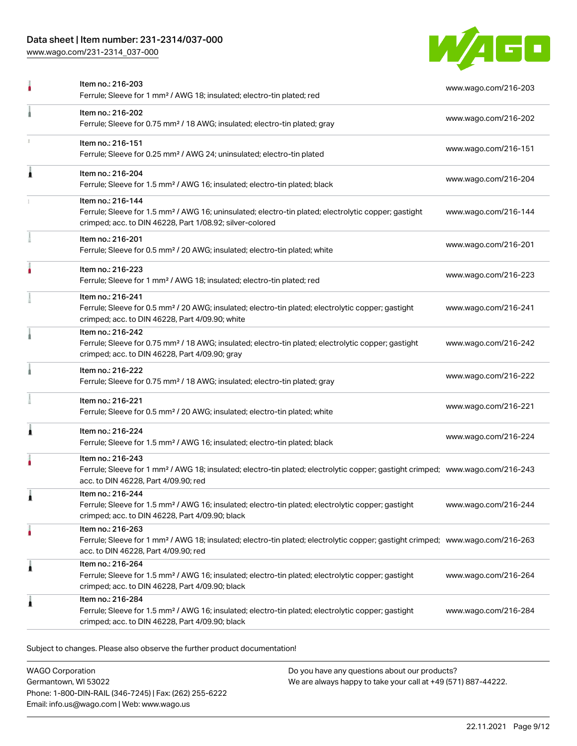| Item | URL |
| --- | --- |
| Item no.: 216-203<br>Ferrule; Sleeve for 1 mm² / AWG 18; insulated; electro-tin plated; red | www.wago.com/216-203 |
| Item no.: 216-202<br>Ferrule; Sleeve for 0.75 mm² / 18 AWG; insulated; electro-tin plated; gray | www.wago.com/216-202 |
| Item no.: 216-151<br>Ferrule; Sleeve for 0.25 mm² / AWG 24; uninsulated; electro-tin plated | www.wago.com/216-151 |
| Item no.: 216-204<br>Ferrule; Sleeve for 1.5 mm² / AWG 16; insulated; electro-tin plated; black | www.wago.com/216-204 |
| Item no.: 216-144<br>Ferrule; Sleeve for 1.5 mm² / AWG 16; uninsulated; electro-tin plated; electrolytic copper; gastight crimped; acc. to DIN 46228, Part 1/08.92; silver-colored | www.wago.com/216-144 |
| Item no.: 216-201<br>Ferrule; Sleeve for 0.5 mm² / 20 AWG; insulated; electro-tin plated; white | www.wago.com/216-201 |
| Item no.: 216-223<br>Ferrule; Sleeve for 1 mm² / AWG 18; insulated; electro-tin plated; red | www.wago.com/216-223 |
| Item no.: 216-241<br>Ferrule; Sleeve for 0.5 mm² / 20 AWG; insulated; electro-tin plated; electrolytic copper; gastight crimped; acc. to DIN 46228, Part 4/09.90; white | www.wago.com/216-241 |
| Item no.: 216-242<br>Ferrule; Sleeve for 0.75 mm² / 18 AWG; insulated; electro-tin plated; electrolytic copper; gastight crimped; acc. to DIN 46228, Part 4/09.90; gray | www.wago.com/216-242 |
| Item no.: 216-222<br>Ferrule; Sleeve for 0.75 mm² / 18 AWG; insulated; electro-tin plated; gray | www.wago.com/216-222 |
| Item no.: 216-221<br>Ferrule; Sleeve for 0.5 mm² / 20 AWG; insulated; electro-tin plated; white | www.wago.com/216-221 |
| Item no.: 216-224<br>Ferrule; Sleeve for 1.5 mm² / AWG 16; insulated; electro-tin plated; black | www.wago.com/216-224 |
| Item no.: 216-243<br>Ferrule; Sleeve for 1 mm² / AWG 18; insulated; electro-tin plated; electrolytic copper; gastight crimped; acc. to DIN 46228, Part 4/09.90; red | www.wago.com/216-243 |
| Item no.: 216-244<br>Ferrule; Sleeve for 1.5 mm² / AWG 16; insulated; electro-tin plated; electrolytic copper; gastight crimped; acc. to DIN 46228, Part 4/09.90; black | www.wago.com/216-244 |
| Item no.: 216-263<br>Ferrule; Sleeve for 1 mm² / AWG 18; insulated; electro-tin plated; electrolytic copper; gastight crimped; acc. to DIN 46228, Part 4/09.90; red | www.wago.com/216-263 |
| Item no.: 216-264<br>Ferrule; Sleeve for 1.5 mm² / AWG 16; insulated; electro-tin plated; electrolytic copper; gastight crimped; acc. to DIN 46228, Part 4/09.90; black | www.wago.com/216-264 |
| Item no.: 216-284<br>Ferrule; Sleeve for 1.5 mm² / AWG 16; insulated; electro-tin plated; electrolytic copper; gastight crimped; acc. to DIN 46228, Part 4/09.90; black | www.wago.com/216-284 |

Subject to changes. Please also observe the further product documentation!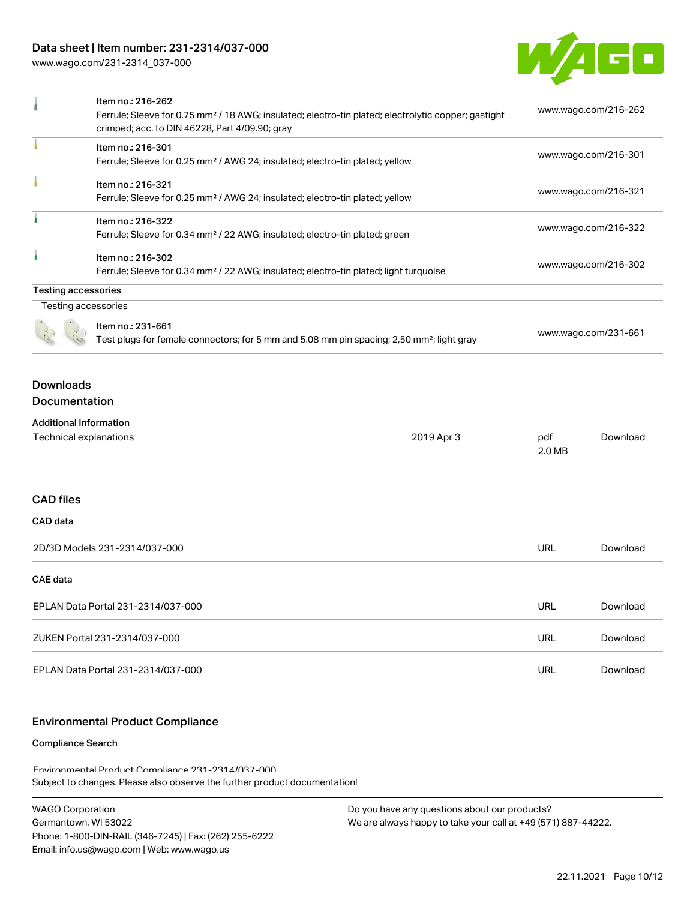| | | |
|---|---|---|
| | Item no.: 216-262<br>Ferrule; Sleeve for 0.75 mm² / 18 AWG; insulated; electro-tin plated; electrolytic copper; gastight crimped; acc. to DIN 46228, Part 4/09.90; gray | www.wago.com/216-262 |
| | Item no.: 216-301<br>Ferrule; Sleeve for 0.25 mm² / AWG 24; insulated; electro-tin plated; yellow | www.wago.com/216-301 |
| | Item no.: 216-321<br>Ferrule; Sleeve for 0.25 mm² / AWG 24; insulated; electro-tin plated; yellow | www.wago.com/216-321 |
| | Item no.: 216-322<br>Ferrule; Sleeve for 0.34 mm² / 22 AWG; insulated; electro-tin plated; green | www.wago.com/216-322 |
| | Item no.: 216-302<br>Ferrule; Sleeve for 0.34 mm² / 22 AWG; insulated; electro-tin plated; light turquoise | www.wago.com/216-302 |

**Testing accessories**

Testing accessories

| | | |
|---|---|---|
| | Item no.: 231-661<br>Test plugs for female connectors; for 5 mm and 5.08 mm pin spacing; 2,50 mm²; light gray | www.wago.com/231-661 |

## Downloads

## Documentation

**Additional Information**

| | | | |
|---|---|---|---|
| Technical explanations | 2019 Apr 3 | pdf<br>2.0 MB | Download |

## CAD files

**CAD data**

| | | |
|---|---|---|
| 2D/3D Models 231-2314/037-000 | URL | Download |

**CAE data**

| | | |
|---|---|---|
| EPLAN Data Portal 231-2314/037-000 | URL | Download |
| ZUKEN Portal 231-2314/037-000 | URL | Download |
| EPLAN Data Portal 231-2314/037-000 | URL | Download |

## Environmental Product Compliance

**Compliance Search**

Environmental Product Compliance 231-2314/037-000

Subject to changes. Please also observe the further product documentation!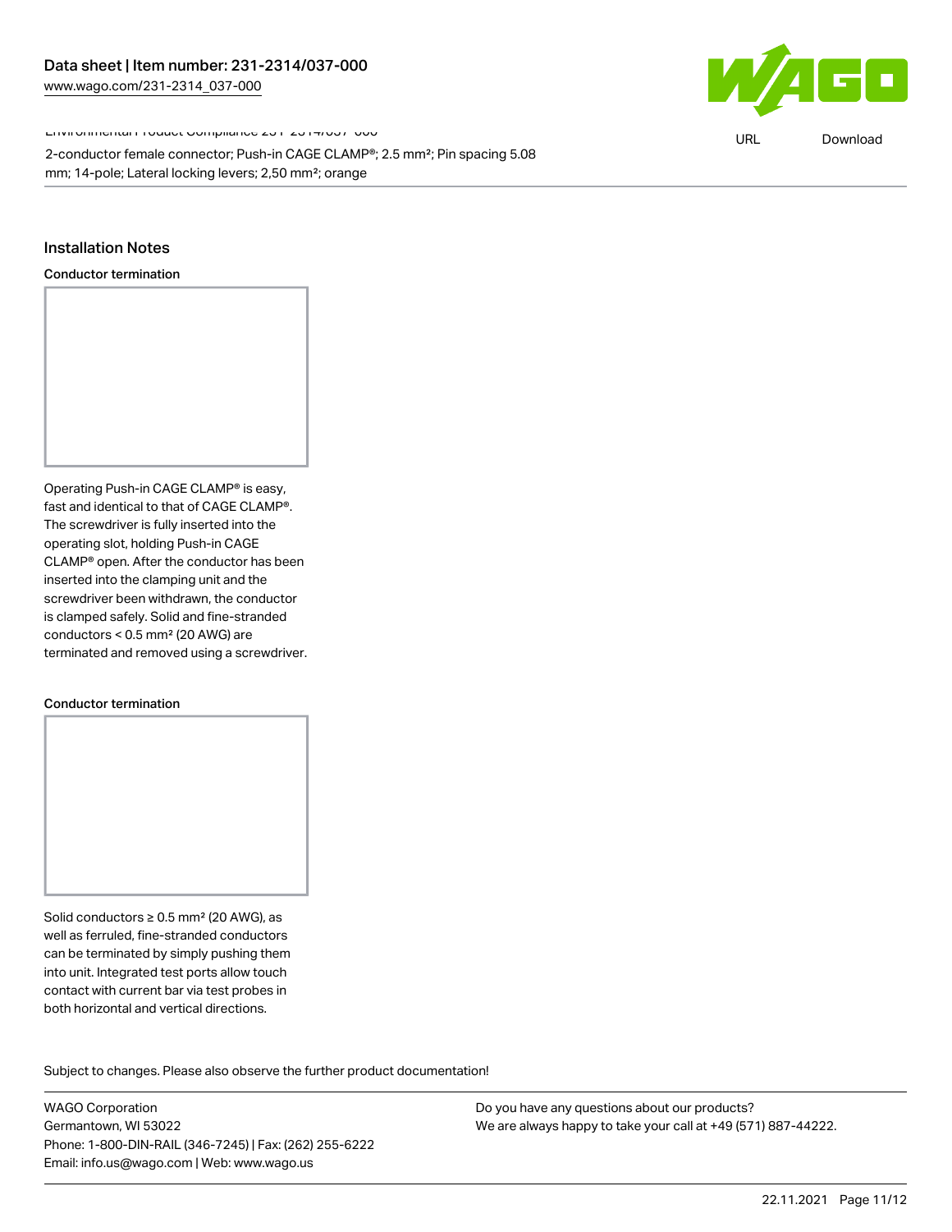Environmental Product Compliance 231-2314/037-000

2-conductor female connector; Push-in CAGE CLAMP®; 2.5 mm²; Pin spacing 5.08 mm; 14-pole; Lateral locking levers; 2,50 mm²; orange

## Installation Notes

### Conductor termination

Operating Push-in CAGE CLAMP® is easy, fast and identical to that of CAGE CLAMP®. The screwdriver is fully inserted into the operating slot, holding Push-in CAGE CLAMP® open. After the conductor has been inserted into the clamping unit and the screwdriver been withdrawn, the conductor is clamped safely. Solid and fine-stranded conductors < 0.5 mm² (20 AWG) are terminated and removed using a screwdriver.

### Conductor termination

Solid conductors ≥ 0.5 mm² (20 AWG), as well as ferruled, fine-stranded conductors can be terminated by simply pushing them into unit. Integrated test ports allow touch contact with current bar via test probes in both horizontal and vertical directions.

Subject to changes. Please also observe the further product documentation!

WAGO Corporation
Germantown, WI 53022
Phone: 1-800-DIN-RAIL (346-7245) | Fax: (262) 255-6222
Email: info.us@wago.com | Web: www.wago.us

Do you have any questions about our products?
We are always happy to take your call at +49 (571) 887-44222.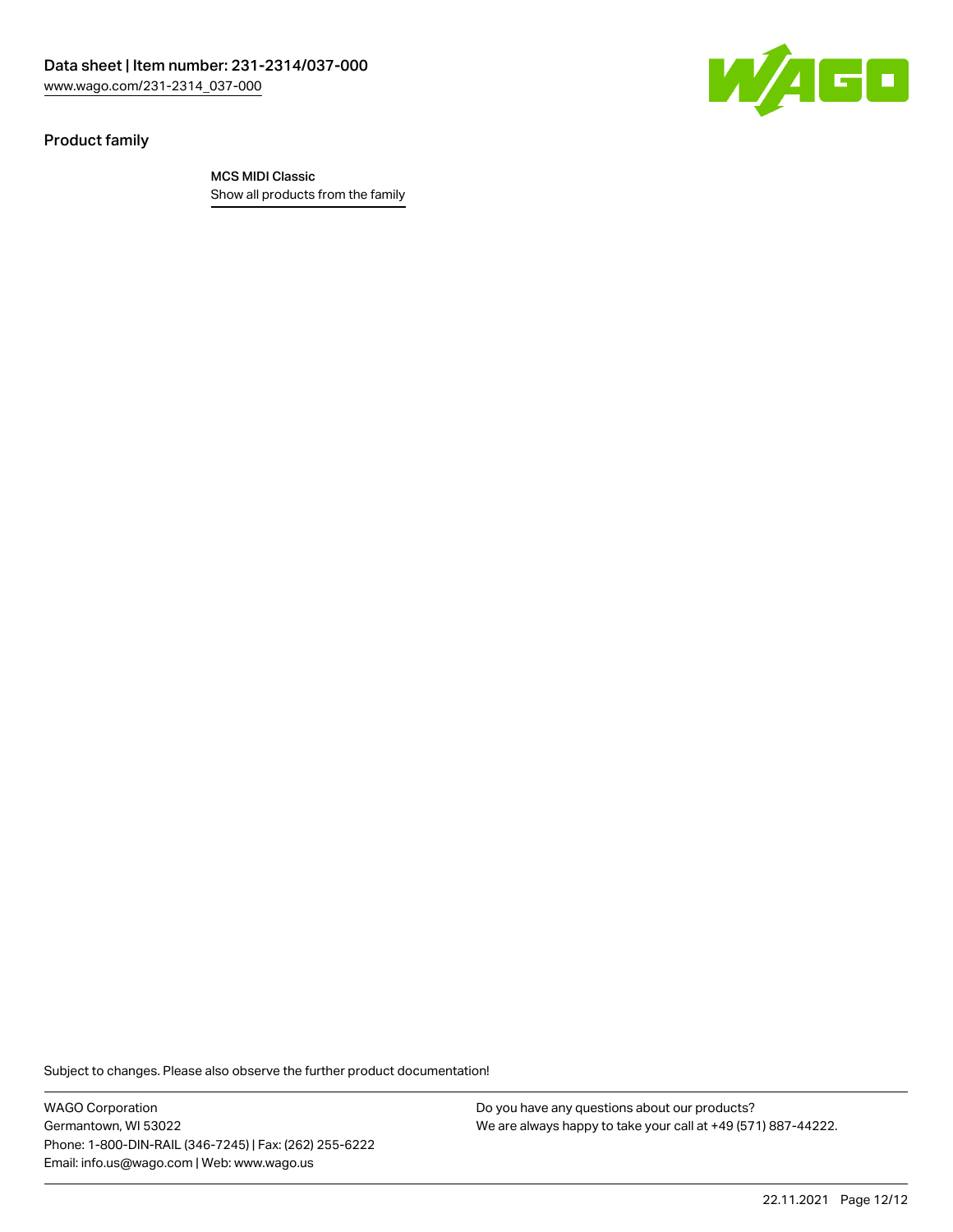## Product family

MCS MIDI Classic
Show all products from the family

Subject to changes. Please also observe the further product documentation!